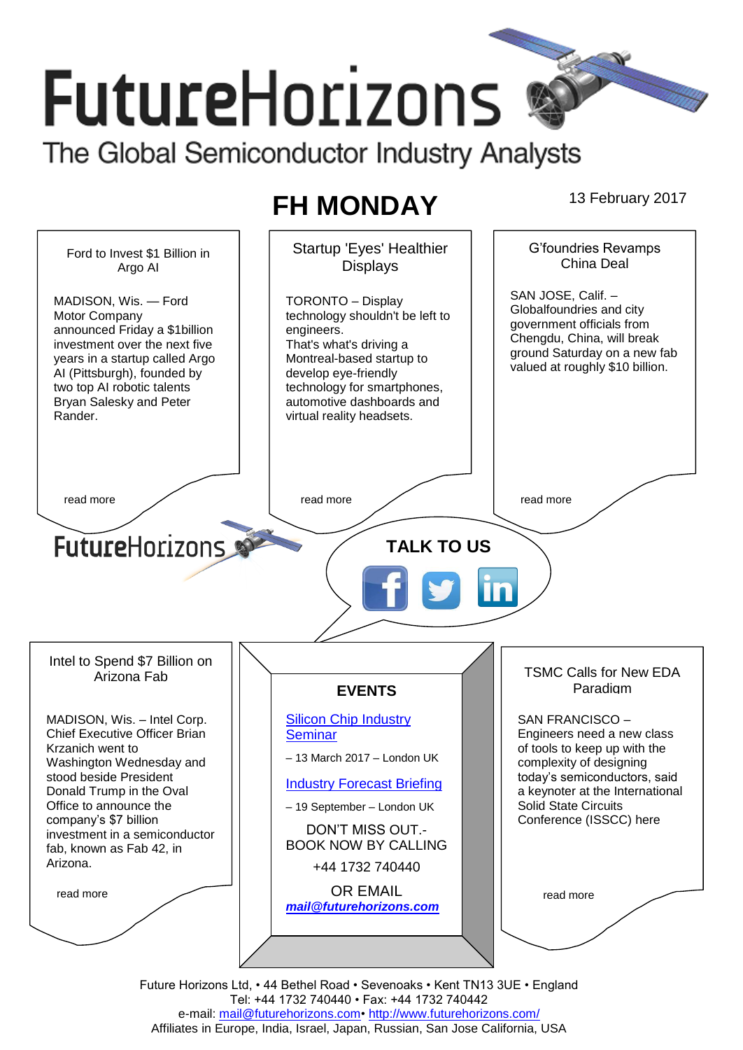# FutureHorizons

The Global Semiconductor Industry Analysts

## FH MONDAY

13 February 2017

### Ford to Invest $1 Billion in Argo AI

MADISON, Wis. — Ford Motor Company announced Friday a $1billion investment over the next five years in a startup called Argo AI (Pittsburgh), founded by two top AI robotic talents Bryan Salesky and Peter Rander.

read more

### Startup 'Eyes' Healthier Displays

TORONTO – Display technology shouldn't be left to engineers.
That's what's driving a Montreal-based startup to develop eye-friendly technology for smartphones, automotive dashboards and virtual reality headsets.

read more

### G'foundries Revamps China Deal

SAN JOSE, Calif. – Globalfoundries and city government officials from Chengdu, China, will break ground Saturday on a new fab valued at roughly $10 billion.

read more

FutureHorizons

**TALK TO US**

### Intel to Spend $7 Billion on Arizona Fab

MADISON, Wis. – Intel Corp. Chief Executive Officer Brian Krzanich went to Washington Wednesday and stood beside President Donald Trump in the Oval Office to announce the company's $7 billion investment in a semiconductor fab, known as Fab 42, in Arizona.

read more

### EVENTS

Silicon Chip Industry Seminar

– 13 March 2017 – London UK

Industry Forecast Briefing

– 19 September – London UK

DON'T MISS OUT.- BOOK NOW BY CALLING

+44 1732 740440

OR EMAIL

***mail@futurehorizons.com***

### TSMC Calls for New EDA Paradigm

SAN FRANCISCO – Engineers need a new class of tools to keep up with the complexity of designing today's semiconductors, said a keynoter at the International Solid State Circuits Conference (ISSCC) here

read more

Future Horizons Ltd, • 44 Bethel Road • Sevenoaks • Kent TN13 3UE • England
Tel: +44 1732 740440 • Fax: +44 1732 740442
e-mail: mail@futurehorizons.com• http://www.futurehorizons.com/
Affiliates in Europe, India, Israel, Japan, Russian, San Jose California, USA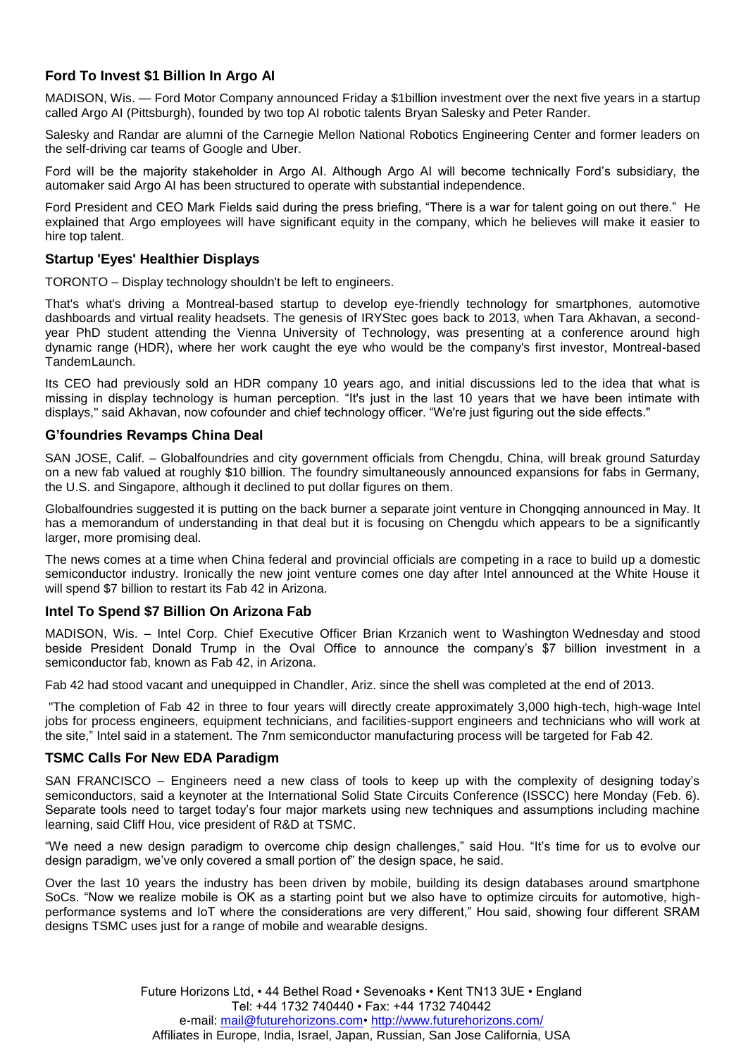### Ford To Invest $1 Billion In Argo AI

MADISON, Wis. — Ford Motor Company announced Friday a $1billion investment over the next five years in a startup called Argo AI (Pittsburgh), founded by two top AI robotic talents Bryan Salesky and Peter Rander.

Salesky and Randar are alumni of the Carnegie Mellon National Robotics Engineering Center and former leaders on the self-driving car teams of Google and Uber.

Ford will be the majority stakeholder in Argo AI. Although Argo AI will become technically Ford's subsidiary, the automaker said Argo AI has been structured to operate with substantial independence.

Ford President and CEO Mark Fields said during the press briefing, "There is a war for talent going on out there." He explained that Argo employees will have significant equity in the company, which he believes will make it easier to hire top talent.

### Startup 'Eyes' Healthier Displays

TORONTO – Display technology shouldn't be left to engineers.

That's what's driving a Montreal-based startup to develop eye-friendly technology for smartphones, automotive dashboards and virtual reality headsets. The genesis of IRYStec goes back to 2013, when Tara Akhavan, a second-year PhD student attending the Vienna University of Technology, was presenting at a conference around high dynamic range (HDR), where her work caught the eye who would be the company's first investor, Montreal-based TandemLaunch.

Its CEO had previously sold an HDR company 10 years ago, and initial discussions led to the idea that what is missing in display technology is human perception. "It's just in the last 10 years that we have been intimate with displays," said Akhavan, now cofounder and chief technology officer. "We're just figuring out the side effects."

### G'foundries Revamps China Deal

SAN JOSE, Calif. – Globalfoundries and city government officials from Chengdu, China, will break ground Saturday on a new fab valued at roughly $10 billion. The foundry simultaneously announced expansions for fabs in Germany, the U.S. and Singapore, although it declined to put dollar figures on them.

Globalfoundries suggested it is putting on the back burner a separate joint venture in Chongqing announced in May. It has a memorandum of understanding in that deal but it is focusing on Chengdu which appears to be a significantly larger, more promising deal.

The news comes at a time when China federal and provincial officials are competing in a race to build up a domestic semiconductor industry. Ironically the new joint venture comes one day after Intel announced at the White House it will spend $7 billion to restart its Fab 42 in Arizona.

### Intel To Spend $7 Billion On Arizona Fab

MADISON, Wis. – Intel Corp. Chief Executive Officer Brian Krzanich went to Washington Wednesday and stood beside President Donald Trump in the Oval Office to announce the company's $7 billion investment in a semiconductor fab, known as Fab 42, in Arizona.

Fab 42 had stood vacant and unequipped in Chandler, Ariz. since the shell was completed at the end of 2013.

"The completion of Fab 42 in three to four years will directly create approximately 3,000 high-tech, high-wage Intel jobs for process engineers, equipment technicians, and facilities-support engineers and technicians who will work at the site," Intel said in a statement. The 7nm semiconductor manufacturing process will be targeted for Fab 42.

### TSMC Calls For New EDA Paradigm

SAN FRANCISCO – Engineers need a new class of tools to keep up with the complexity of designing today's semiconductors, said a keynoter at the International Solid State Circuits Conference (ISSCC) here Monday (Feb. 6). Separate tools need to target today's four major markets using new techniques and assumptions including machine learning, said Cliff Hou, vice president of R&D at TSMC.

"We need a new design paradigm to overcome chip design challenges," said Hou. "It's time for us to evolve our design paradigm, we've only covered a small portion of" the design space, he said.

Over the last 10 years the industry has been driven by mobile, building its design databases around smartphone SoCs. "Now we realize mobile is OK as a starting point but we also have to optimize circuits for automotive, high-performance systems and IoT where the considerations are very different," Hou said, showing four different SRAM designs TSMC uses just for a range of mobile and wearable designs.

Future Horizons Ltd, • 44 Bethel Road • Sevenoaks • Kent TN13 3UE • England
Tel: +44 1732 740440 • Fax: +44 1732 740442
e-mail: mail@futurehorizons.com• http://www.futurehorizons.com/
Affiliates in Europe, India, Israel, Japan, Russian, San Jose California, USA